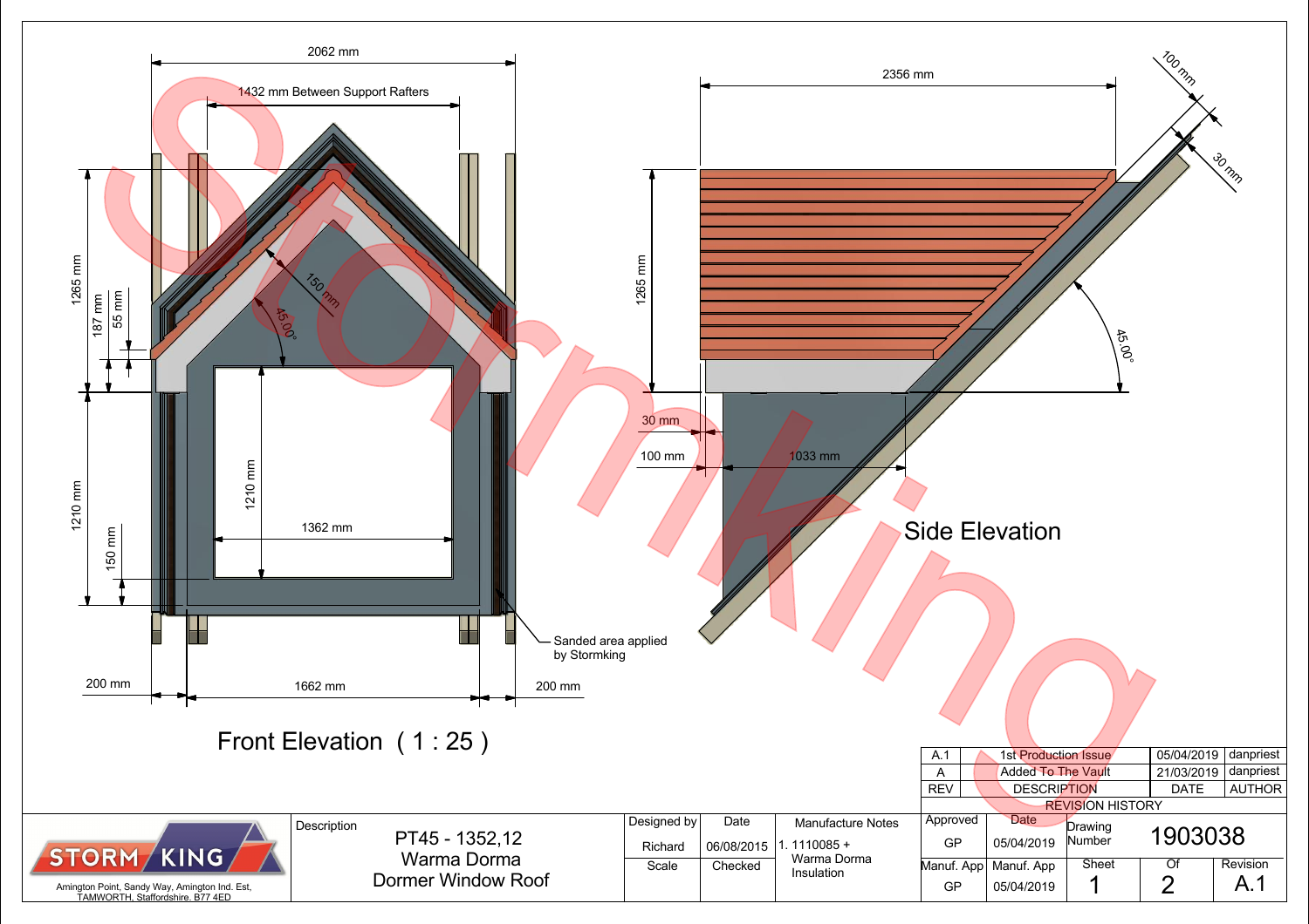## Front Elevation ( 1 : 25 )

2062 mm

1432 mm Between Support Rafters

1265 mm

187 mm

55 mm

150 mm

45.00°

1210 mm

1362 mm

1210 mm

150 mm

200 mm

1662 mm

200 mm

Sanded area applied by Stormking

## Side Elevation

2356 mm

100 mm

30 mm

1265 mm

45.00°

30 mm

100 mm

1033 mm

| REV | DESCRIPTION | DATE | AUTHOR |
|---|---|---|---|
| A.1 | 1st Production Issue | 05/04/2019 | danpriest |
| A | Added To The Vault | 21/03/2019 | danpriest |

REVISION HISTORY

STORM KING

Amington Point, Sandy Way, Amington Ind. Est, TAMWORTH, Staffordshire. B77 4ED

| Description | Designed by | Date | Manufacture Notes | Approved | Date | Drawing Number |
|---|---|---|---|---|---|---|
| PT45 - 1352,12 Warma Dorma Dormer Window Roof | Richard | 06/08/2015 | 1. 1110085 + Warma Dorma Insulation | GP | 05/04/2019 | 1903038 |
| | Scale | Checked | | Manuf. App | Manuf. App | Sheet 1 Of 2 Revision A.1 |
| | | | | GP | 05/04/2019 | |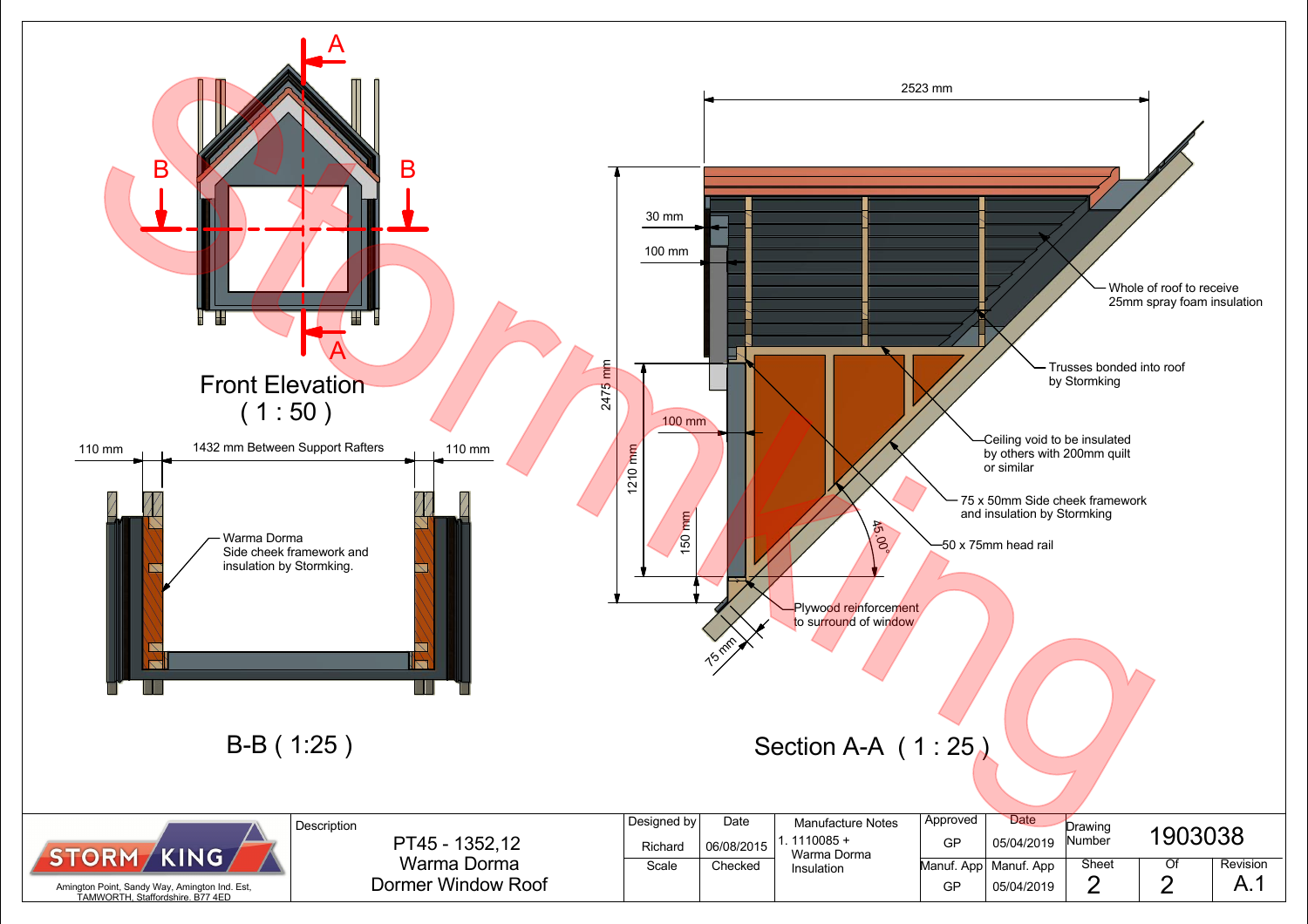## Front Elevation ( 1 : 50 )

A
A
B
B

## B-B ( 1:25 )

110 mm
1432 mm Between Support Rafters
110 mm

Warma Dorma Side cheek framework and insulation by Stormking.

## Section A-A ( 1 : 25 )

2523 mm
2475 mm
1210 mm
30 mm
100 mm
100 mm
150 mm
75 mm
45.00°

Whole of roof to receive 25mm spray foam insulation

Trusses bonded into roof by Stormking

Ceiling void to be insulated by others with 200mm quilt or similar

75 x 50mm Side cheek framework and insulation by Stormking

50 x 75mm head rail

Plywood reinforcement to surround of window

StormKing

| | | | | | | | | | | |
|---|---|---|---|---|---|---|---|---|---|---|
| STORM KING<br>Amington Point, Sandy Way, Amington Ind. Est, TAMWORTH, Staffordshire. B77 4ED | Description<br>PT45 - 1352,12<br>Warma Dorma<br>Dormer Window Roof | Designed by: Richard | Date: 06/08/2015 | Manufacture Notes<br>1. 1110085 + Warma Dorma Insulation | Approved: GP | Date: 05/04/2019 | Drawing Number | 1903038 | | |
| | | Scale | Checked | | Manuf. App: GP | Manuf. App: 05/04/2019 | Sheet: 2 | Of: 2 | Revision: A.1 | |